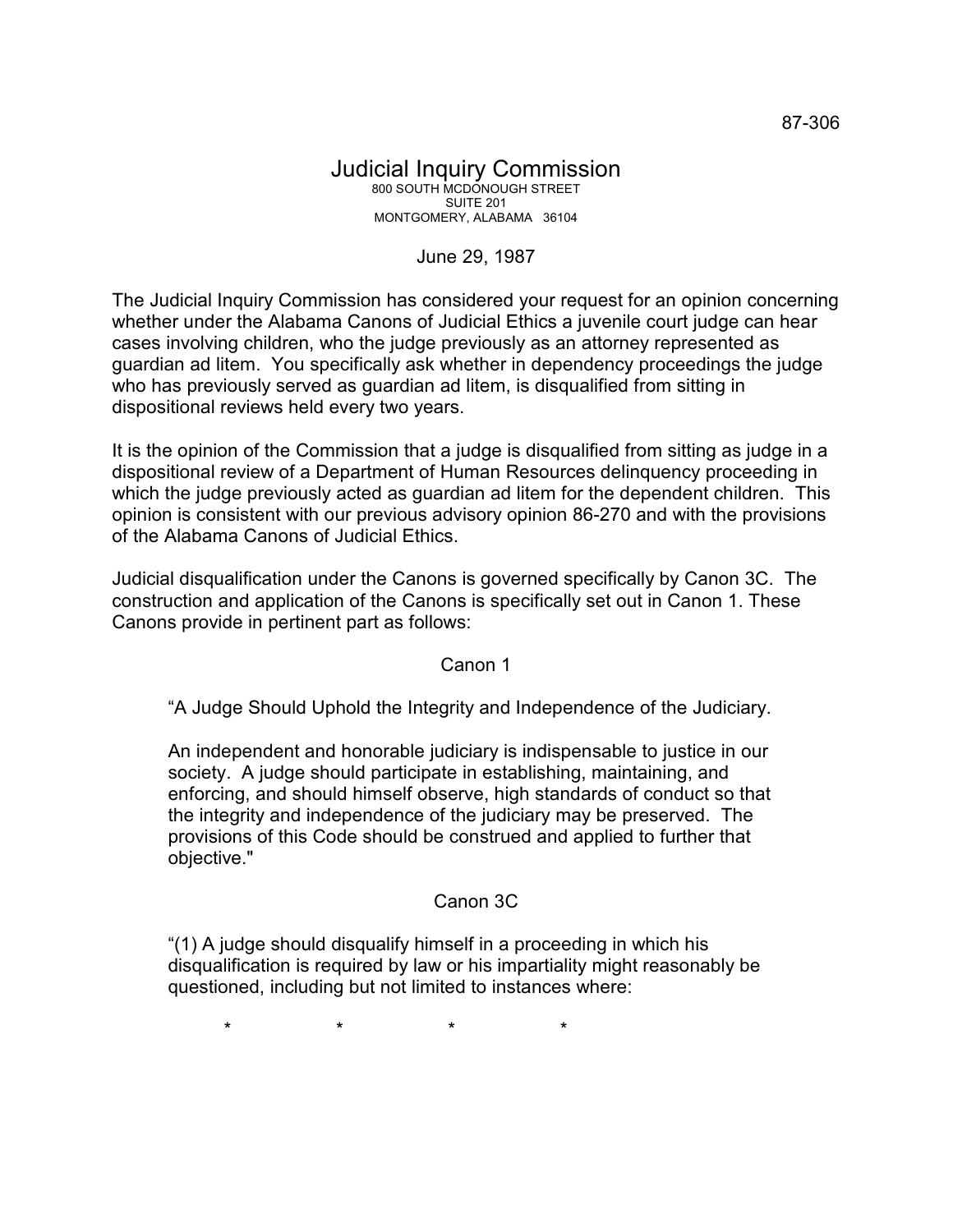87-306

# Judicial Inquiry Commission

800 SOUTH MCDONOUGH STREET
SUITE 201
MONTGOMERY, ALABAMA 36104

June 29, 1987

The Judicial Inquiry Commission has considered your request for an opinion concerning whether under the Alabama Canons of Judicial Ethics a juvenile court judge can hear cases involving children, who the judge previously as an attorney represented as guardian ad litem. You specifically ask whether in dependency proceedings the judge who has previously served as guardian ad litem, is disqualified from sitting in dispositional reviews held every two years.

It is the opinion of the Commission that a judge is disqualified from sitting as judge in a dispositional review of a Department of Human Resources delinquency proceeding in which the judge previously acted as guardian ad litem for the dependent children. This opinion is consistent with our previous advisory opinion 86-270 and with the provisions of the Alabama Canons of Judicial Ethics.

Judicial disqualification under the Canons is governed specifically by Canon 3C. The construction and application of the Canons is specifically set out in Canon 1. These Canons provide in pertinent part as follows:

Canon 1

> "A Judge Should Uphold the Integrity and Independence of the Judiciary.
>
> An independent and honorable judiciary is indispensable to justice in our society. A judge should participate in establishing, maintaining, and enforcing, and should himself observe, high standards of conduct so that the integrity and independence of the judiciary may be preserved. The provisions of this Code should be construed and applied to further that objective."

Canon 3C

> "(1) A judge should disqualify himself in a proceeding in which his disqualification is required by law or his impartiality might reasonably be questioned, including but not limited to instances where:
>
> \*   \*   \*   \*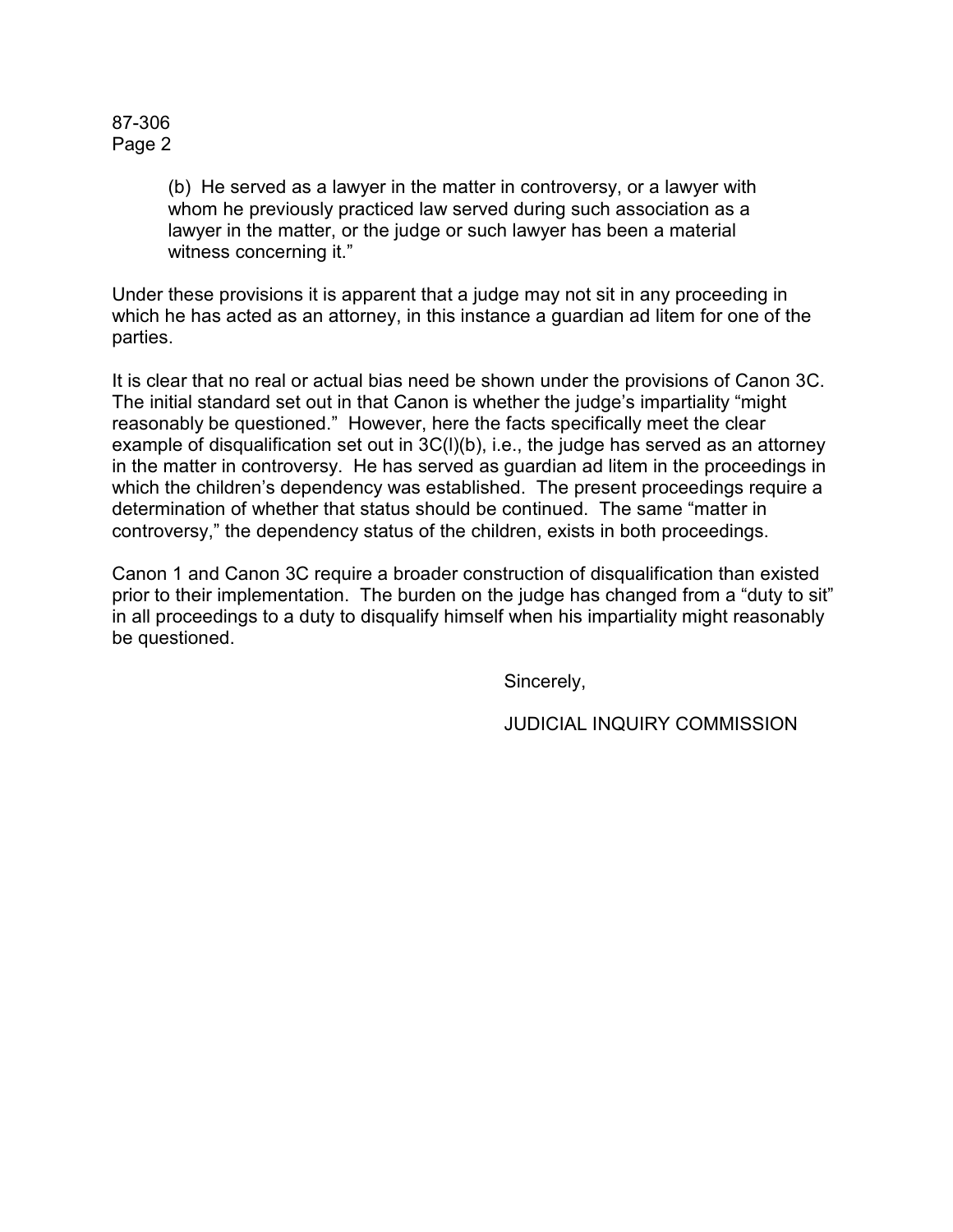(b) He served as a lawyer in the matter in controversy, or a lawyer with whom he previously practiced law served during such association as a lawyer in the matter, or the judge or such lawyer has been a material witness concerning it."

Under these provisions it is apparent that a judge may not sit in any proceeding in which he has acted as an attorney, in this instance a guardian ad litem for one of the parties.

It is clear that no real or actual bias need be shown under the provisions of Canon 3C. The initial standard set out in that Canon is whether the judge's impartiality "might reasonably be questioned." However, here the facts specifically meet the clear example of disqualification set out in 3C(l)(b), i.e., the judge has served as an attorney in the matter in controversy. He has served as guardian ad litem in the proceedings in which the children's dependency was established. The present proceedings require a determination of whether that status should be continued. The same "matter in controversy," the dependency status of the children, exists in both proceedings.

Canon 1 and Canon 3C require a broader construction of disqualification than existed prior to their implementation. The burden on the judge has changed from a "duty to sit" in all proceedings to a duty to disqualify himself when his impartiality might reasonably be questioned.

Sincerely,

JUDICIAL INQUIRY COMMISSION